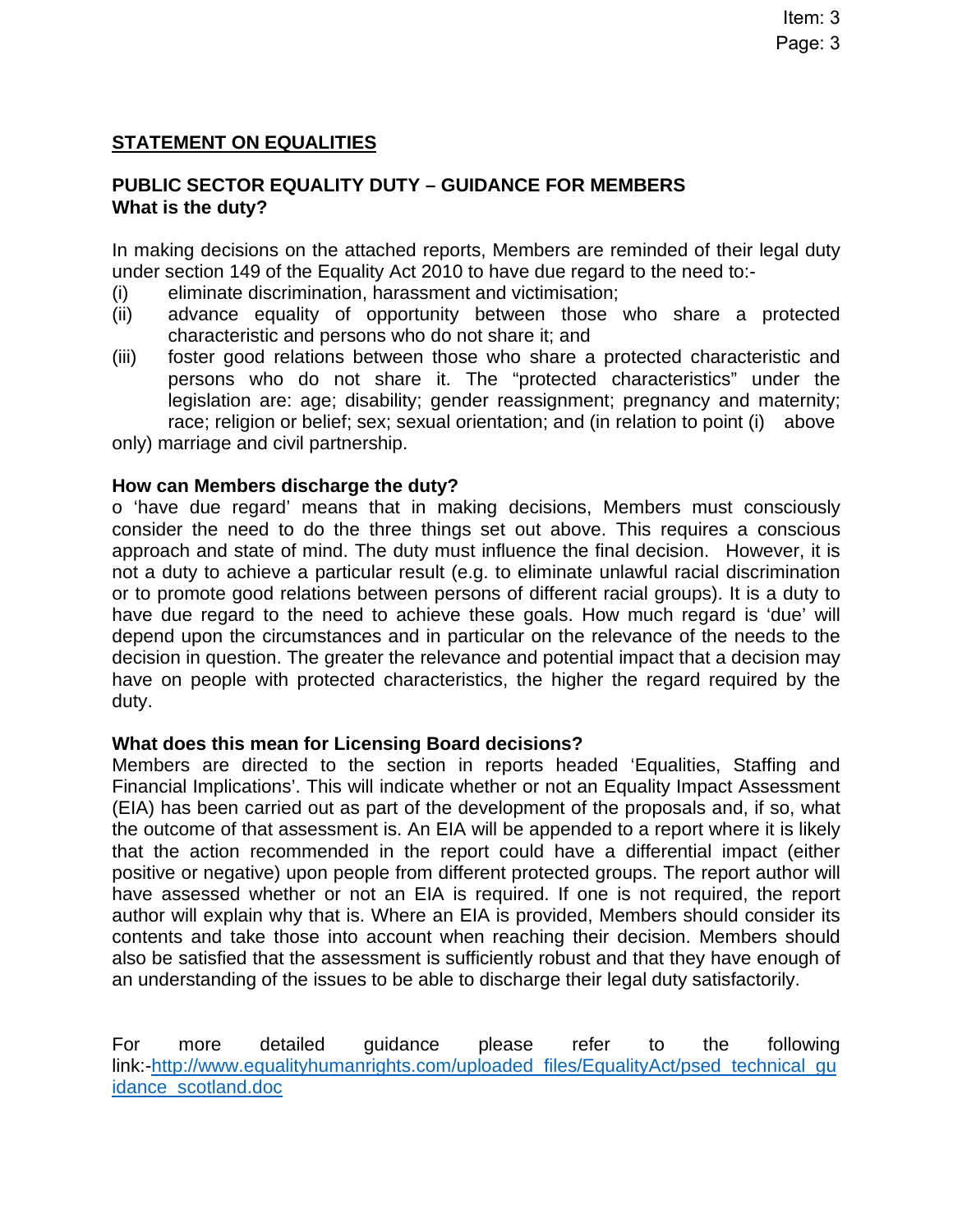## STATEMENT ON EQUALITIES

### PUBLIC SECTOR EQUALITY DUTY – GUIDANCE FOR MEMBERS

**What is the duty?**

In making decisions on the attached reports, Members are reminded of their legal duty under section 149 of the Equality Act 2010 to have due regard to the need to:-

(i) eliminate discrimination, harassment and victimisation;

(ii) advance equality of opportunity between those who share a protected characteristic and persons who do not share it; and

(iii) foster good relations between those who share a protected characteristic and persons who do not share it. The "protected characteristics" under the legislation are: age; disability; gender reassignment; pregnancy and maternity; race; religion or belief; sex; sexual orientation; and (in relation to point (i) above only) marriage and civil partnership.

**How can Members discharge the duty?**

o 'have due regard' means that in making decisions, Members must consciously consider the need to do the three things set out above. This requires a conscious approach and state of mind. The duty must influence the final decision. However, it is not a duty to achieve a particular result (e.g. to eliminate unlawful racial discrimination or to promote good relations between persons of different racial groups). It is a duty to have due regard to the need to achieve these goals. How much regard is 'due' will depend upon the circumstances and in particular on the relevance of the needs to the decision in question. The greater the relevance and potential impact that a decision may have on people with protected characteristics, the higher the regard required by the duty.

**What does this mean for Licensing Board decisions?**

Members are directed to the section in reports headed 'Equalities, Staffing and Financial Implications'. This will indicate whether or not an Equality Impact Assessment (EIA) has been carried out as part of the development of the proposals and, if so, what the outcome of that assessment is. An EIA will be appended to a report where it is likely that the action recommended in the report could have a differential impact (either positive or negative) upon people from different protected groups. The report author will have assessed whether or not an EIA is required. If one is not required, the report author will explain why that is. Where an EIA is provided, Members should consider its contents and take those into account when reaching their decision. Members should also be satisfied that the assessment is sufficiently robust and that they have enough of an understanding of the issues to be able to discharge their legal duty satisfactorily.

For more detailed guidance please refer to the following link:-[http://www.equalityhumanrights.com/uploaded_files/EqualityAct/psed_technical_guidance_scotland.doc](http://www.equalityhumanrights.com/uploaded_files/EqualityAct/psed_technical_guidance_scotland.doc)